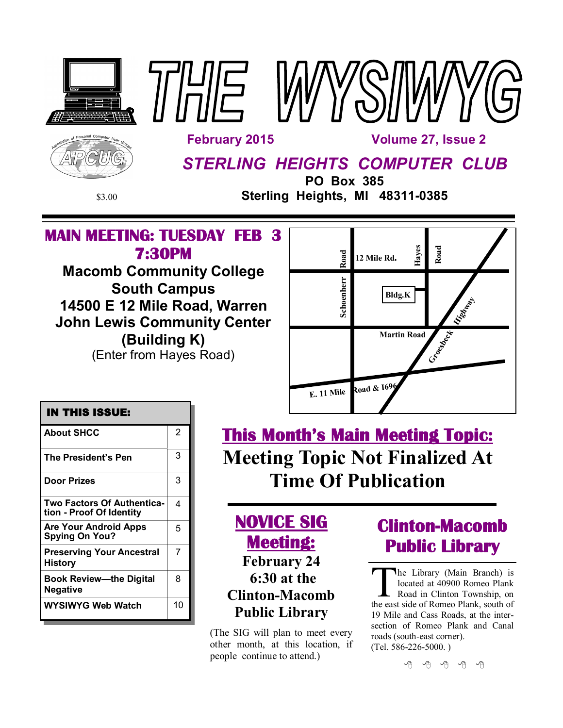# THE WYSIWYG

**February 2015** **Volume 27, Issue 2**

## *STERLING HEIGHTS COMPUTER CLUB*

**PO Box 385**
**Sterling Heights, MI 48311-0385**

$3.00

## MAIN MEETING: TUESDAY FEB 3 7:30PM

**Macomb Community College**
**South Campus**
**14500 E 12 Mile Road, Warren**
**John Lewis Community Center**
**(Building K)**
(Enter from Hayes Road)

12 Mile Rd. · Schoenherr Road · Hayes Road · Bldg.K · Martin Road · Groesbeck Highway · E. 11 Mile Road & 1696

| IN THIS ISSUE: | |
|---|---|
| About SHCC | 2 |
| The President's Pen | 3 |
| Door Prizes | 3 |
| Two Factors Of Authentication - Proof Of Identity | 4 |
| Are Your Android Apps Spying On You? | 5 |
| Preserving Your Ancestral History | 7 |
| Book Review—the Digital Negative | 8 |
| WYSIWYG Web Watch | 10 |

## This Month's Main Meeting Topic:

**Meeting Topic Not Finalized At Time Of Publication**

## NOVICE SIG Meeting:

**February 24**
**6:30 at the Clinton-Macomb Public Library**

(The SIG will plan to meet every other month, at this location, if people continue to attend.)

## Clinton-Macomb Public Library

The Library (Main Branch) is located at 40900 Romeo Plank Road in Clinton Township, on the east side of Romeo Plank, south of 19 Mile and Cass Roads, at the intersection of Romeo Plank and Canal roads (south-east corner).
(Tel. 586-226-5000. )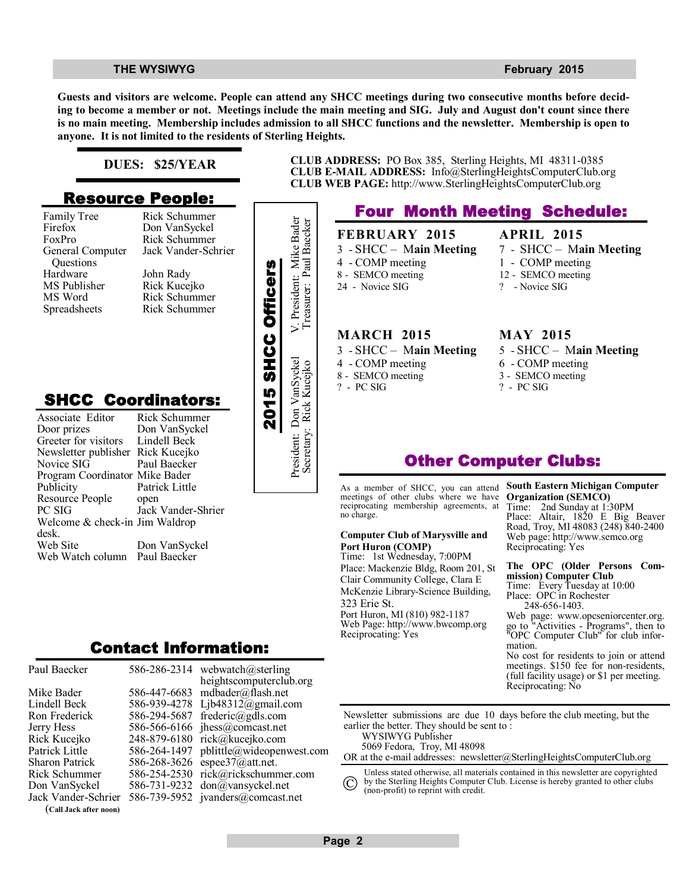**Guests and visitors are welcome. People can attend any SHCC meetings during two consecutive months before deciding to become a member or not. Meetings include the main meeting and SIG. July and August don't count since there is no main meeting. Membership includes admission to all SHCC functions and the newsletter. Membership is open to anyone. It is not limited to the residents of Sterling Heights.**

**DUES: $25/YEAR**

**CLUB ADDRESS:** PO Box 385, Sterling Heights, MI 48311-0385
**CLUB E-MAIL ADDRESS:** Info@SterlingHeightsComputerClub.org
**CLUB WEB PAGE:** http://www.SterlingHeightsComputerClub.org

## Resource People:

| | |
|---|---|
| Family Tree | Rick Schummer |
| Firefox | Don VanSyckel |
| FoxPro | Rick Schummer |
| General Computer Questions | Jack Vander-Schrier |
| Hardware | John Rady |
| MS Publisher | Rick Kucejko |
| MS Word | Rick Schummer |
| Spreadsheets | Rick Schummer |

## 2015 SHCC Officers

President: Don VanSyckel
Secretary: Rick Kucejko
V. President: Mike Bader
Treasurer: Paul Baecker

## SHCC Coordinators:

| | |
|---|---|
| Associate Editor | Rick Schummer |
| Door prizes | Don VanSyckel |
| Greeter for visitors | Lindell Beck |
| Newsletter publisher | Rick Kucejko |
| Novice SIG | Paul Baecker |
| Program Coordinator | Mike Bader |
| Publicity | Patrick Little |
| Resource People | open |
| PC SIG | Jack Vander-Shrier |
| Welcome & check-in desk. | Jim Waldrop |
| Web Site | Don VanSyckel |
| Web Watch column | Paul Baecker |

## Contact Information:

| | | |
|---|---|---|
| Paul Baecker | 586-286-2314 | webwatch@sterlingheightscomputerclub.org |
| Mike Bader | 586-447-6683 | mdbader@flash.net |
| Lindell Beck | 586-939-4278 | Ljb48312@gmail.com |
| Ron Frederick | 586-294-5687 | frederic@gdls.com |
| Jerry Hess | 586-566-6166 | jhess@comcast.net |
| Rick Kucejko | 248-879-6180 | rick@kucejko.com |
| Patrick Little | 586-264-1497 | pblittle@wideopenwest.com |
| Sharon Patrick | 586-268-3626 | espee37@att.net. |
| Rick Schummer | 586-254-2530 | rick@rickschummer.com |
| Don VanSyckel | 586-731-9232 | don@vansyckel.net |
| Jack Vander-Schrier | 586-739-5952 | jvanders@comcast.net |

(**Call Jack after noon**)

## Four Month Meeting Schedule:

**FEBRUARY 2015**
3 - SHCC – **Main Meeting**
4 - COMP meeting
8 - SEMCO meeting
24 - Novice SIG

**MARCH 2015**
3 - SHCC – **Main Meeting**
4 - COMP meeting
8 - SEMCO meeting
? - PC SIG

**APRIL 2015**
7 - SHCC – **Main Meeting**
1 - COMP meeting
12 - SEMCO meeting
? - Novice SIG

**MAY 2015**
5 - SHCC – **Main Meeting**
6 - COMP meeting
3 - SEMCO meeting
? - PC SIG

## Other Computer Clubs:

As a member of SHCC, you can attend meetings of other clubs where we have reciprocating membership agreements, at no charge.

**Computer Club of Marysville and Port Huron (COMP)**
Time: 1st Wednesday, 7:00PM
Place: Mackenzie Bldg, Room 201, St Clair Community College, Clara E McKenzie Library-Science Building, 323 Erie St.
Port Huron, MI (810) 982-1187
Web Page: http://www.bwcomp.org
Reciprocating: Yes

**South Eastern Michigan Computer Organization (SEMCO)**
Time: 2nd Sunday at 1:30PM
Place: Altair, 1820 E Big Beaver Road, Troy, MI 48083 (248) 840-2400
Web page: http://www.semco.org
Reciprocating: Yes

**The OPC (Older Persons Commission) Computer Club**
Time: Every Tuesday at 10:00
Place: OPC in Rochester
248-656-1403.
Web page: www.opcseniorcenter.org. go to "Activities - Programs", then to "OPC Computer Club" for club information.
No cost for residents to join or attend meetings. $150 fee for non-residents, (full facility usage) or $1 per meeting.
Reciprocating: No

Newsletter submissions are due 10 days before the club meeting, but the earlier the better. They should be sent to :
WYSIWYG Publisher
5069 Fedora, Troy, MI 48098
OR at the e-mail addresses: newsletter@SterlingHeightsComputerClub.org

© Unless stated otherwise, all materials contained in this newsletter are copyrighted by the Sterling Heights Computer Club. License is hereby granted to other clubs (non-profit) to reprint with credit.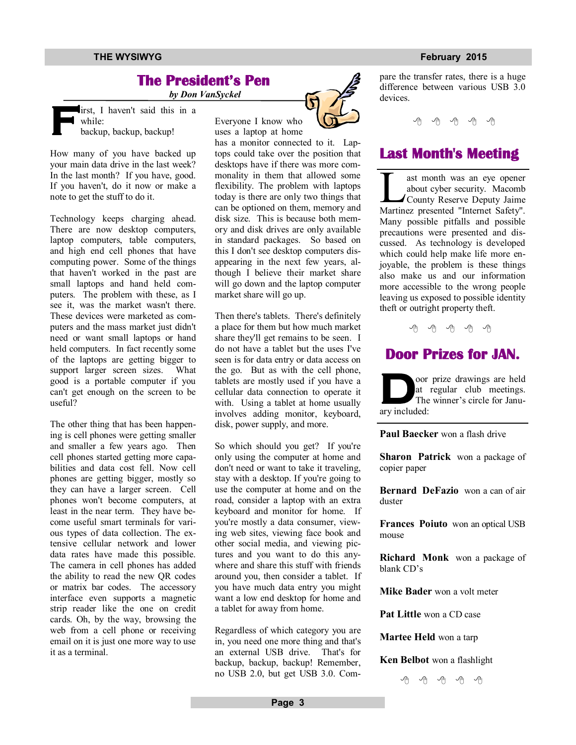## The President's Pen

*by Don VanSyckel*

First, I haven't said this in a while:
backup, backup, backup!

How many of you have backed up your main data drive in the last week? In the last month? If you have, good. If you haven't, do it now or make a note to get the stuff to do it.

Technology keeps charging ahead. There are now desktop computers, laptop computers, table computers, and high end cell phones that have computing power. Some of the things that haven't worked in the past are small laptops and hand held computers. The problem with these, as I see it, was the market wasn't there. These devices were marketed as computers and the mass market just didn't need or want small laptops or hand held computers. In fact recently some of the laptops are getting bigger to support larger screen sizes. What good is a portable computer if you can't get enough on the screen to be useful?

The other thing that has been happening is cell phones were getting smaller and smaller a few years ago. Then cell phones started getting more capabilities and data cost fell. Now cell phones are getting bigger, mostly so they can have a larger screen. Cell phones won't become computers, at least in the near term. They have become useful smart terminals for various types of data collection. The extensive cellular network and lower data rates have made this possible. The camera in cell phones has added the ability to read the new QR codes or matrix bar codes. The accessory interface even supports a magnetic strip reader like the one on credit cards. Oh, by the way, browsing the web from a cell phone or receiving email on it is just one more way to use it as a terminal.

Everyone I know who uses a laptop at home has a monitor connected to it. Laptops could take over the position that desktops have if there was more commonality in them that allowed some flexibility. The problem with laptops today is there are only two things that can be optioned on them, memory and disk size. This is because both memory and disk drives are only available in standard packages. So based on this I don't see desktop computers disappearing in the next few years, although I believe their market share will go down and the laptop computer market share will go up.

Then there's tablets. There's definitely a place for them but how much market share they'll get remains to be seen. I do not have a tablet but the uses I've seen is for data entry or data access on the go. But as with the cell phone, tablets are mostly used if you have a cellular data connection to operate it with. Using a tablet at home usually involves adding monitor, keyboard, disk, power supply, and more.

So which should you get? If you're only using the computer at home and don't need or want to take it traveling, stay with a desktop. If you're going to use the computer at home and on the road, consider a laptop with an extra keyboard and monitor for home. If you're mostly a data consumer, viewing web sites, viewing face book and other social media, and viewing pictures and you want to do this anywhere and share this stuff with friends around you, then consider a tablet. If you have much data entry you might want a low end desktop for home and a tablet for away from home.

Regardless of which category you are in, you need one more thing and that's an external USB drive. That's for backup, backup, backup! Remember, no USB 2.0, but get USB 3.0. Compare the transfer rates, there is a huge difference between various USB 3.0 devices.

## Last Month's Meeting

Last month was an eye opener about cyber security. Macomb County Reserve Deputy Jaime Martinez presented "Internet Safety". Many possible pitfalls and possible precautions were presented and discussed. As technology is developed which could help make life more enjoyable, the problem is these things also make us and our information more accessible to the wrong people leaving us exposed to possible identity theft or outright property theft.

## Door Prizes for JAN.

Door prize drawings are held at regular club meetings. The winner's circle for January included:

**Paul Baecker** won a flash drive

**Sharon Patrick** won a package of copier paper

**Bernard DeFazio** won a can of air duster

**Frances Poiuto** won an optical USB mouse

**Richard Monk** won a package of blank CD's

**Mike Bader** won a volt meter

**Pat Little** won a CD case

**Martee Held** won a tarp

**Ken Belbot** won a flashlight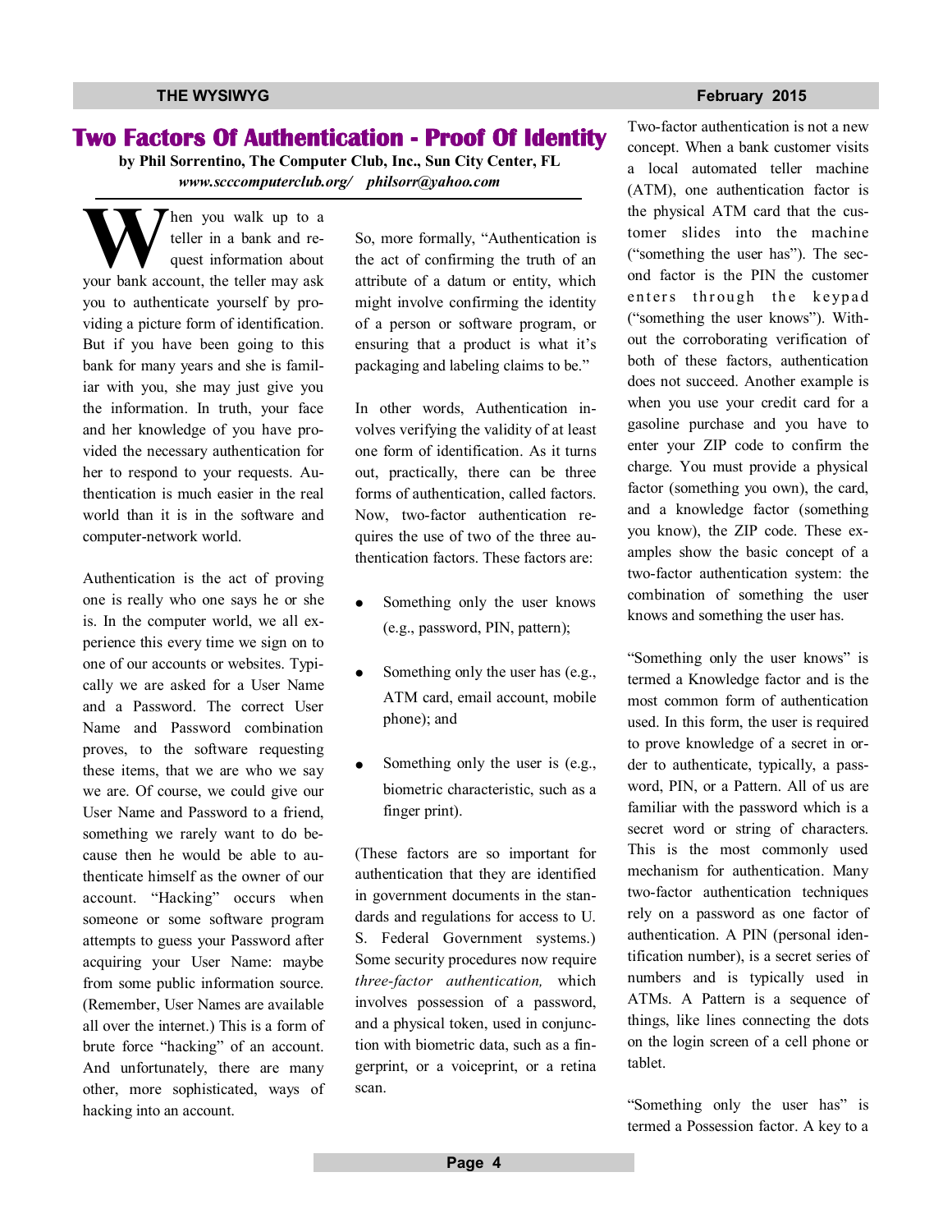# Two Factors Of Authentication - Proof Of Identity

**by Phil Sorrentino, The Computer Club, Inc., Sun City Center, FL**
***www.scccomputerclub.org/ philsorr@yahoo.com***

When you walk up to a teller in a bank and request information about your bank account, the teller may ask you to authenticate yourself by providing a picture form of identification. But if you have been going to this bank for many years and she is familiar with you, she may just give you the information. In truth, your face and her knowledge of you have provided the necessary authentication for her to respond to your requests. Authentication is much easier in the real world than it is in the software and computer-network world.

Authentication is the act of proving one is really who one says he or she is. In the computer world, we all experience this every time we sign on to one of our accounts or websites. Typically we are asked for a User Name and a Password. The correct User Name and Password combination proves, to the software requesting these items, that we are who we say we are. Of course, we could give our User Name and Password to a friend, something we rarely want to do because then he would be able to authenticate himself as the owner of our account. "Hacking" occurs when someone or some software program attempts to guess your Password after acquiring your User Name: maybe from some public information source. (Remember, User Names are available all over the internet.) This is a form of brute force "hacking" of an account. And unfortunately, there are many other, more sophisticated, ways of hacking into an account.

So, more formally, "Authentication is the act of confirming the truth of an attribute of a datum or entity, which might involve confirming the identity of a person or software program, or ensuring that a product is what it's packaging and labeling claims to be."

In other words, Authentication involves verifying the validity of at least one form of identification. As it turns out, practically, there can be three forms of authentication, called factors. Now, two-factor authentication requires the use of two of the three authentication factors. These factors are:

- Something only the user knows (e.g., password, PIN, pattern);
- Something only the user has (e.g., ATM card, email account, mobile phone); and
- Something only the user is (e.g., biometric characteristic, such as a finger print).

(These factors are so important for authentication that they are identified in government documents in the standards and regulations for access to U. S. Federal Government systems.) Some security procedures now require *three-factor authentication,* which involves possession of a password, and a physical token, used in conjunction with biometric data, such as a fingerprint, or a voiceprint, or a retina scan.

Two-factor authentication is not a new concept. When a bank customer visits a local automated teller machine (ATM), one authentication factor is the physical ATM card that the customer slides into the machine ("something the user has"). The second factor is the PIN the customer enters through the keypad ("something the user knows"). Without the corroborating verification of both of these factors, authentication does not succeed. Another example is when you use your credit card for a gasoline purchase and you have to enter your ZIP code to confirm the charge. You must provide a physical factor (something you own), the card, and a knowledge factor (something you know), the ZIP code. These examples show the basic concept of a two-factor authentication system: the combination of something the user knows and something the user has.

"Something only the user knows" is termed a Knowledge factor and is the most common form of authentication used. In this form, the user is required to prove knowledge of a secret in order to authenticate, typically, a password, PIN, or a Pattern. All of us are familiar with the password which is a secret word or string of characters. This is the most commonly used mechanism for authentication. Many two-factor authentication techniques rely on a password as one factor of authentication. A PIN (personal identification number), is a secret series of numbers and is typically used in ATMs. A Pattern is a sequence of things, like lines connecting the dots on the login screen of a cell phone or tablet.

"Something only the user has" is termed a Possession factor. A key to a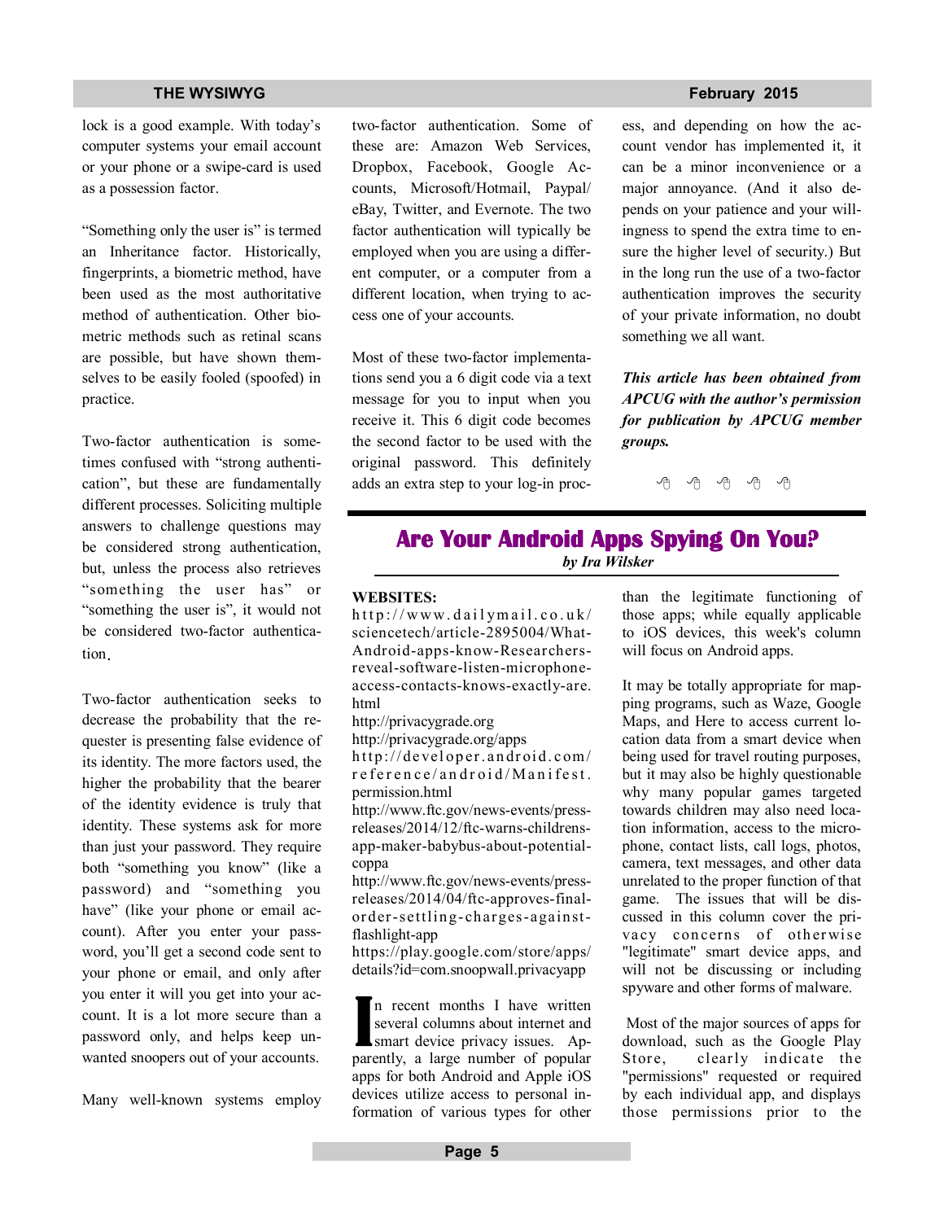lock is a good example. With today's computer systems your email account or your phone or a swipe-card is used as a possession factor.

"Something only the user is" is termed an Inheritance factor. Historically, fingerprints, a biometric method, have been used as the most authoritative method of authentication. Other biometric methods such as retinal scans are possible, but have shown themselves to be easily fooled (spoofed) in practice.

Two-factor authentication is sometimes confused with "strong authentication", but these are fundamentally different processes. Soliciting multiple answers to challenge questions may be considered strong authentication, but, unless the process also retrieves "something the user has" or "something the user is", it would not be considered two-factor authentication.

Two-factor authentication seeks to decrease the probability that the requester is presenting false evidence of its identity. The more factors used, the higher the probability that the bearer of the identity evidence is truly that identity. These systems ask for more than just your password. They require both "something you know" (like a password) and "something you have" (like your phone or email account). After you enter your password, you'll get a second code sent to your phone or email, and only after you enter it will you get into your account. It is a lot more secure than a password only, and helps keep unwanted snoopers out of your accounts.

Many well-known systems employ two-factor authentication. Some of these are: Amazon Web Services, Dropbox, Facebook, Google Accounts, Microsoft/Hotmail, Paypal/eBay, Twitter, and Evernote. The two factor authentication will typically be employed when you are using a different computer, or a computer from a different location, when trying to access one of your accounts.

Most of these two-factor implementations send you a 6 digit code via a text message for you to input when you receive it. This 6 digit code becomes the second factor to be used with the original password. This definitely adds an extra step to your log-in process, and depending on how the account vendor has implemented it, it can be a minor inconvenience or a major annoyance. (And it also depends on your patience and your willingness to spend the extra time to ensure the higher level of security.) But in the long run the use of a two-factor authentication improves the security of your private information, no doubt something we all want.

***This article has been obtained from APCUG with the author's permission for publication by APCUG member groups.***

---

# Are Your Android Apps Spying On You?

*by Ira Wilsker*

**WEBSITES:**

http://www.dailymail.co.uk/sciencetech/article-2895004/What-Android-apps-know-Researchers-reveal-software-listen-microphone-access-contacts-knows-exactly-are.html
http://privacygrade.org
http://privacygrade.org/apps
http://developer.android.com/reference/android/Manifest.permission.html
http://www.ftc.gov/news-events/press-releases/2014/12/ftc-warns-childrens-app-maker-babybus-about-potential-coppa
http://www.ftc.gov/news-events/press-releases/2014/04/ftc-approves-final-order-settling-charges-against-flashlight-app
https://play.google.com/store/apps/details?id=com.snoopwall.privacyapp

In recent months I have written several columns about internet and smart device privacy issues. Apparently, a large number of popular apps for both Android and Apple iOS devices utilize access to personal information of various types for other than the legitimate functioning of those apps; while equally applicable to iOS devices, this week's column will focus on Android apps.

It may be totally appropriate for mapping programs, such as Waze, Google Maps, and Here to access current location data from a smart device when being used for travel routing purposes, but it may also be highly questionable why many popular games targeted towards children may also need location information, access to the microphone, contact lists, call logs, photos, camera, text messages, and other data unrelated to the proper function of that game. The issues that will be discussed in this column cover the privacy concerns of otherwise "legitimate" smart device apps, and will not be discussing or including spyware and other forms of malware.

Most of the major sources of apps for download, such as the Google Play Store, clearly indicate the "permissions" requested or required by each individual app, and displays those permissions prior to the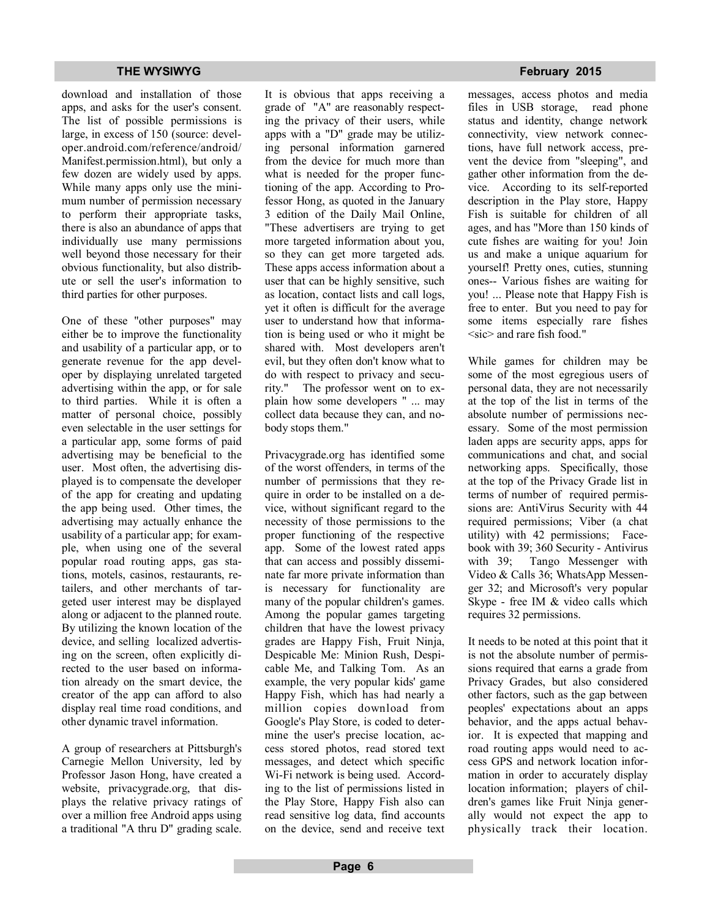download and installation of those apps, and asks for the user's consent. The list of possible permissions is large, in excess of 150 (source: developer.android.com/reference/android/Manifest.permission.html), but only a few dozen are widely used by apps. While many apps only use the minimum number of permission necessary to perform their appropriate tasks, there is also an abundance of apps that individually use many permissions well beyond those necessary for their obvious functionality, but also distribute or sell the user's information to third parties for other purposes.

One of these "other purposes" may either be to improve the functionality and usability of a particular app, or to generate revenue for the app developer by displaying unrelated targeted advertising within the app, or for sale to third parties. While it is often a matter of personal choice, possibly even selectable in the user settings for a particular app, some forms of paid advertising may be beneficial to the user. Most often, the advertising displayed is to compensate the developer of the app for creating and updating the app being used. Other times, the advertising may actually enhance the usability of a particular app; for example, when using one of the several popular road routing apps, gas stations, motels, casinos, restaurants, retailers, and other merchants of targeted user interest may be displayed along or adjacent to the planned route. By utilizing the known location of the device, and selling localized advertising on the screen, often explicitly directed to the user based on information already on the smart device, the creator of the app can afford to also display real time road conditions, and other dynamic travel information.

A group of researchers at Pittsburgh's Carnegie Mellon University, led by Professor Jason Hong, have created a website, privacygrade.org, that displays the relative privacy ratings of over a million free Android apps using a traditional "A thru D" grading scale. It is obvious that apps receiving a grade of "A" are reasonably respecting the privacy of their users, while apps with a "D" grade may be utilizing personal information garnered from the device for much more than what is needed for the proper functioning of the app. According to Professor Hong, as quoted in the January 3 edition of the Daily Mail Online, "These advertisers are trying to get more targeted information about you, so they can get more targeted ads. These apps access information about a user that can be highly sensitive, such as location, contact lists and call logs, yet it often is difficult for the average user to understand how that information is being used or who it might be shared with. Most developers aren't evil, but they often don't know what to do with respect to privacy and security." The professor went on to explain how some developers " ... may collect data because they can, and nobody stops them."

Privacygrade.org has identified some of the worst offenders, in terms of the number of permissions that they require in order to be installed on a device, without significant regard to the necessity of those permissions to the proper functioning of the respective app. Some of the lowest rated apps that can access and possibly disseminate far more private information than is necessary for functionality are many of the popular children's games. Among the popular games targeting children that have the lowest privacy grades are Happy Fish, Fruit Ninja, Despicable Me: Minion Rush, Despicable Me, and Talking Tom. As an example, the very popular kids' game Happy Fish, which has had nearly a million copies download from Google's Play Store, is coded to determine the user's precise location, access stored photos, read stored text messages, and detect which specific Wi-Fi network is being used. According to the list of permissions listed in the Play Store, Happy Fish also can read sensitive log data, find accounts on the device, send and receive text messages, access photos and media files in USB storage, read phone status and identity, change network connectivity, view network connections, have full network access, prevent the device from "sleeping", and gather other information from the device. According to its self-reported description in the Play store, Happy Fish is suitable for children of all ages, and has "More than 150 kinds of cute fishes are waiting for you! Join us and make a unique aquarium for yourself! Pretty ones, cuties, stunning ones-- Various fishes are waiting for you! ... Please note that Happy Fish is free to enter. But you need to pay for some items especially rare fishes <sic> and rare fish food."

While games for children may be some of the most egregious users of personal data, they are not necessarily at the top of the list in terms of the absolute number of permissions necessary. Some of the most permission laden apps are security apps, apps for communications and chat, and social networking apps. Specifically, those at the top of the Privacy Grade list in terms of number of required permissions are: AntiVirus Security with 44 required permissions; Viber (a chat utility) with 42 permissions; Facebook with 39; 360 Security - Antivirus with 39; Tango Messenger with Video & Calls 36; WhatsApp Messenger 32; and Microsoft's very popular Skype - free IM & video calls which requires 32 permissions.

It needs to be noted at this point that it is not the absolute number of permissions required that earns a grade from Privacy Grades, but also considered other factors, such as the gap between peoples' expectations about an apps behavior, and the apps actual behavior. It is expected that mapping and road routing apps would need to access GPS and network location information in order to accurately display location information; players of children's games like Fruit Ninja generally would not expect the app to physically track their location.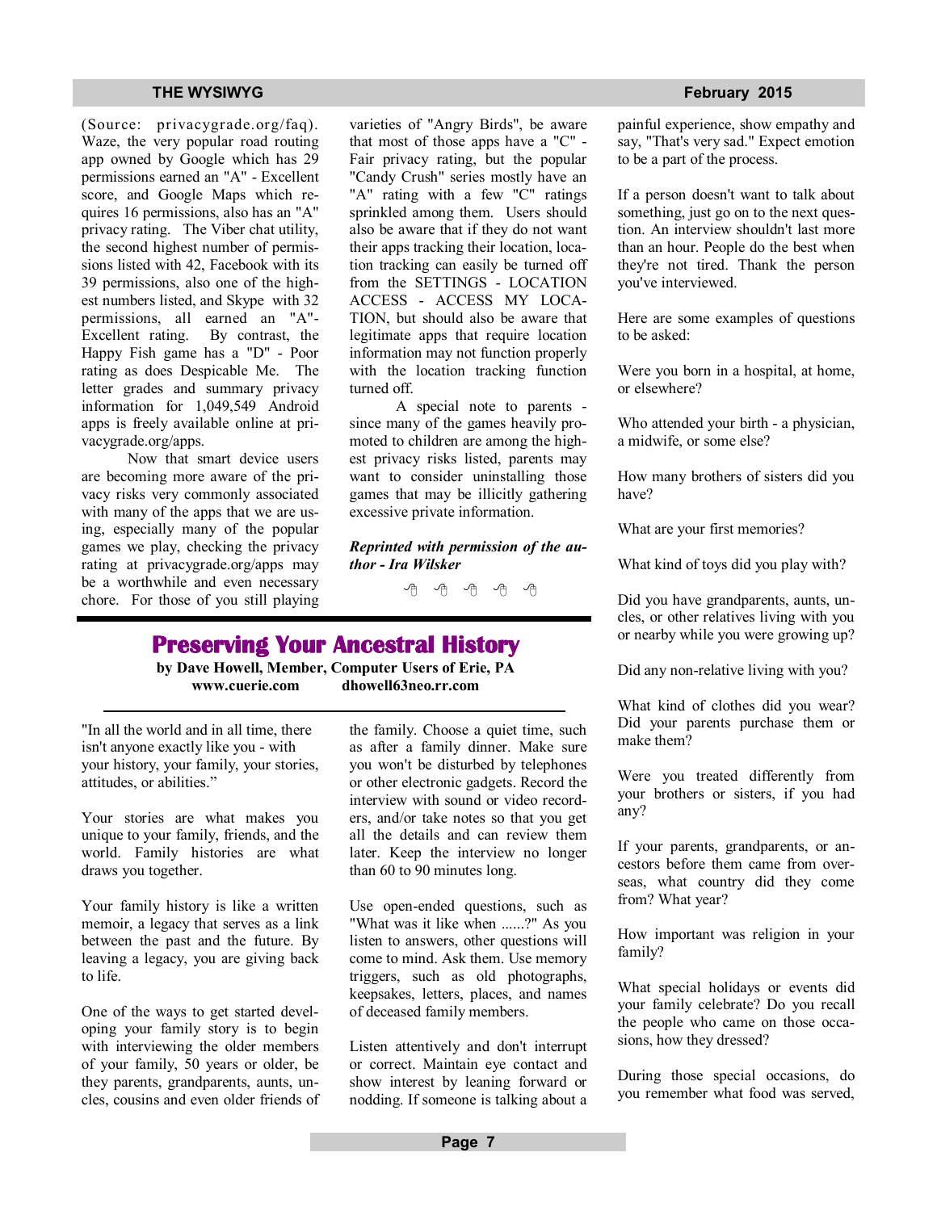(Source: privacygrade.org/faq). Waze, the very popular road routing app owned by Google which has 29 permissions earned an "A" - Excellent score, and Google Maps which requires 16 permissions, also has an "A" privacy rating. The Viber chat utility, the second highest number of permissions listed with 42, Facebook with its 39 permissions, also one of the highest numbers listed, and Skype with 32 permissions, all earned an "A"-Excellent rating. By contrast, the Happy Fish game has a "D" - Poor rating as does Despicable Me. The letter grades and summary privacy information for 1,049,549 Android apps is freely available online at privacygrade.org/apps.

Now that smart device users are becoming more aware of the privacy risks very commonly associated with many of the apps that we are using, especially many of the popular games we play, checking the privacy rating at privacygrade.org/apps may be a worthwhile and even necessary chore. For those of you still playing varieties of "Angry Birds", be aware that most of those apps have a "C" - Fair privacy rating, but the popular "Candy Crush" series mostly have an "A" rating with a few "C" ratings sprinkled among them. Users should also be aware that if they do not want their apps tracking their location, location tracking can easily be turned off from the SETTINGS - LOCATION ACCESS - ACCESS MY LOCATION, but should also be aware that legitimate apps that require location information may not function properly with the location tracking function turned off.

A special note to parents - since many of the games heavily promoted to children are among the highest privacy risks listed, parents may want to consider uninstalling those games that may be illicitly gathering excessive private information.

***Reprinted with permission of the author - Ira Wilsker***

---

# Preserving Your Ancestral History

**by Dave Howell, Member, Computer Users of Erie, PA**
**www.cuerie.com dhowell63neo.rr.com**

"In all the world and in all time, there isn't anyone exactly like you - with your history, your family, your stories, attitudes, or abilities."

Your stories are what makes you unique to your family, friends, and the world. Family histories are what draws you together.

Your family history is like a written memoir, a legacy that serves as a link between the past and the future. By leaving a legacy, you are giving back to life.

One of the ways to get started developing your family story is to begin with interviewing the older members of your family, 50 years or older, be they parents, grandparents, aunts, uncles, cousins and even older friends of the family. Choose a quiet time, such as after a family dinner. Make sure you won't be disturbed by telephones or other electronic gadgets. Record the interview with sound or video recorders, and/or take notes so that you get all the details and can review them later. Keep the interview no longer than 60 to 90 minutes long.

Use open-ended questions, such as "What was it like when ......?" As you listen to answers, other questions will come to mind. Ask them. Use memory triggers, such as old photographs, keepsakes, letters, places, and names of deceased family members.

Listen attentively and don't interrupt or correct. Maintain eye contact and show interest by leaning forward or nodding. If someone is talking about a painful experience, show empathy and say, "That's very sad." Expect emotion to be a part of the process.

If a person doesn't want to talk about something, just go on to the next question. An interview shouldn't last more than an hour. People do the best when they're not tired. Thank the person you've interviewed.

Here are some examples of questions to be asked:

Were you born in a hospital, at home, or elsewhere?

Who attended your birth - a physician, a midwife, or some else?

How many brothers of sisters did you have?

What are your first memories?

What kind of toys did you play with?

Did you have grandparents, aunts, uncles, or other relatives living with you or nearby while you were growing up?

Did any non-relative living with you?

What kind of clothes did you wear? Did your parents purchase them or make them?

Were you treated differently from your brothers or sisters, if you had any?

If your parents, grandparents, or ancestors before them came from overseas, what country did they come from? What year?

How important was religion in your family?

What special holidays or events did your family celebrate? Do you recall the people who came on those occasions, how they dressed?

During those special occasions, do you remember what food was served,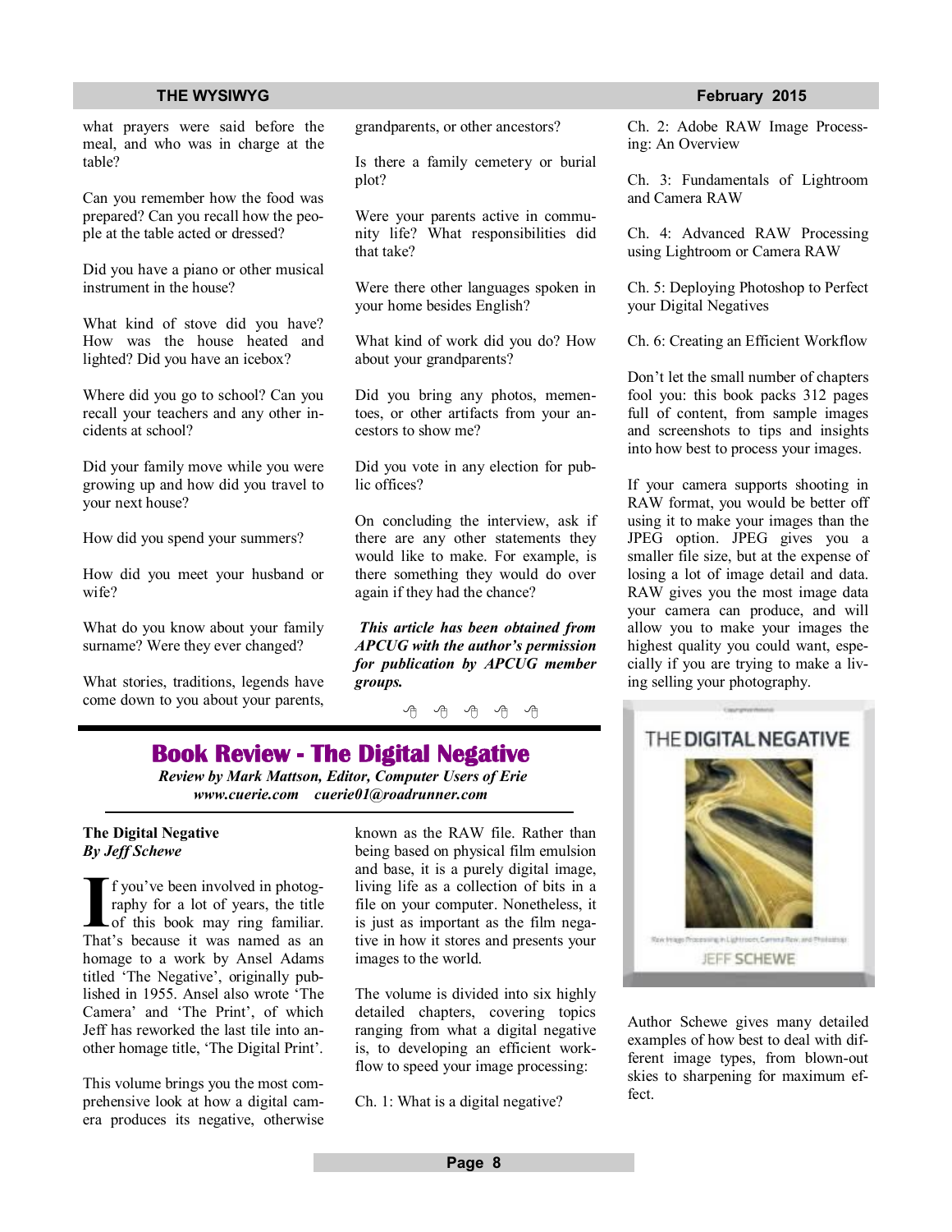what prayers were said before the meal, and who was in charge at the table?

Can you remember how the food was prepared? Can you recall how the people at the table acted or dressed?

Did you have a piano or other musical instrument in the house?

What kind of stove did you have? How was the house heated and lighted? Did you have an icebox?

Where did you go to school? Can you recall your teachers and any other incidents at school?

Did your family move while you were growing up and how did you travel to your next house?

How did you spend your summers?

How did you meet your husband or wife?

What do you know about your family surname? Were they ever changed?

What stories, traditions, legends have come down to you about your parents, grandparents, or other ancestors?

Is there a family cemetery or burial plot?

Were your parents active in community life? What responsibilities did that take?

Were there other languages spoken in your home besides English?

What kind of work did you do? How about your grandparents?

Did you bring any photos, mementoes, or other artifacts from your ancestors to show me?

Did you vote in any election for public offices?

On concluding the interview, ask if there are any other statements they would like to make. For example, is there something they would do over again if they had the chance?

***This article has been obtained from APCUG with the author's permission for publication by APCUG member groups.***

## Book Review - The Digital Negative

***Review by Mark Mattson, Editor, Computer Users of Erie***
***www.cuerie.com cuerie01@roadrunner.com***

**The Digital Negative**
***By Jeff Schewe***

If you've been involved in photography for a lot of years, the title of this book may ring familiar. That's because it was named as an homage to a work by Ansel Adams titled 'The Negative', originally published in 1955. Ansel also wrote 'The Camera' and 'The Print', of which Jeff has reworked the last tile into another homage title, 'The Digital Print'.

This volume brings you the most comprehensive look at how a digital camera produces its negative, otherwise known as the RAW file. Rather than being based on physical film emulsion and base, it is a purely digital image, living life as a collection of bits in a file on your computer. Nonetheless, it is just as important as the film negative in how it stores and presents your images to the world.

The volume is divided into six highly detailed chapters, covering topics ranging from what a digital negative is, to developing an efficient workflow to speed your image processing:

Ch. 1: What is a digital negative?

Ch. 2: Adobe RAW Image Processing: An Overview

Ch. 3: Fundamentals of Lightroom and Camera RAW

Ch. 4: Advanced RAW Processing using Lightroom or Camera RAW

Ch. 5: Deploying Photoshop to Perfect your Digital Negatives

Ch. 6: Creating an Efficient Workflow

Don't let the small number of chapters fool you: this book packs 312 pages full of content, from sample images and screenshots to tips and insights into how best to process your images.

If your camera supports shooting in RAW format, you would be better off using it to make your images than the JPEG option. JPEG gives you a smaller file size, but at the expense of losing a lot of image detail and data. RAW gives you the most image data your camera can produce, and will allow you to make your images the highest quality you could want, especially if you are trying to make a living selling your photography.

Author Schewe gives many detailed examples of how best to deal with different image types, from blown-out skies to sharpening for maximum effect.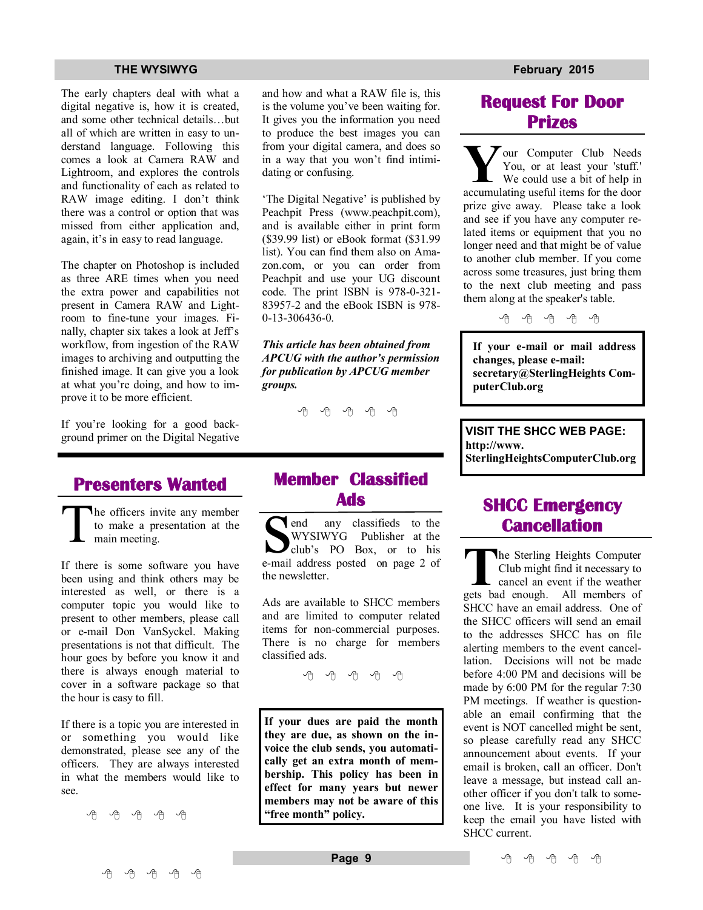The early chapters deal with what a digital negative is, how it is created, and some other technical details…but all of which are written in easy to understand language. Following this comes a look at Camera RAW and Lightroom, and explores the controls and functionality of each as related to RAW image editing. I don't think there was a control or option that was missed from either application and, again, it's in easy to read language.

The chapter on Photoshop is included as three ARE times when you need the extra power and capabilities not present in Camera RAW and Lightroom to fine-tune your images. Finally, chapter six takes a look at Jeff's workflow, from ingestion of the RAW images to archiving and outputting the finished image. It can give you a look at what you're doing, and how to improve it to be more efficient.

If you're looking for a good background primer on the Digital Negative and how and what a RAW file is, this is the volume you've been waiting for. It gives you the information you need to produce the best images you can from your digital camera, and does so in a way that you won't find intimidating or confusing.

'The Digital Negative' is published by Peachpit Press (www.peachpit.com), and is available either in print form ($39.99 list) or eBook format ($31.99 list). You can find them also on Amazon.com, or you can order from Peachpit and use your UG discount code. The print ISBN is 978-0-321-83957-2 and the eBook ISBN is 978-0-13-306436-0.

***This article has been obtained from APCUG with the author's permission for publication by APCUG member groups.***

## Request For Door Prizes

Your Computer Club Needs You, or at least your 'stuff.' We could use a bit of help in accumulating useful items for the door prize give away. Please take a look and see if you have any computer related items or equipment that you no longer need and that might be of value to another club member. If you come across some treasures, just bring them to the next club meeting and pass them along at the speaker's table.

**If your e-mail or mail address changes, please e-mail: secretary@SterlingHeights ComputerClub.org**

**VISIT THE SHCC WEB PAGE: http://www.SterlingHeightsComputerClub.org**

## Presenters Wanted

The officers invite any member to make a presentation at the main meeting.

If there is some software you have been using and think others may be interested as well, or there is a computer topic you would like to present to other members, please call or e-mail Don VanSyckel. Making presentations is not that difficult. The hour goes by before you know it and there is always enough material to cover in a software package so that the hour is easy to fill.

If there is a topic you are interested in or something you would like demonstrated, please see any of the officers. They are always interested in what the members would like to see.

## Member Classified Ads

Send any classifieds to the WYSIWYG Publisher at the club's PO Box, or to his e-mail address posted on page 2 of the newsletter.

Ads are available to SHCC members and are limited to computer related items for non-commercial purposes. There is no charge for members classified ads.

**If your dues are paid the month they are due, as shown on the invoice the club sends, you automatically get an extra month of membership. This policy has been in effect for many years but newer members may not be aware of this "free month" policy.**

## SHCC Emergency Cancellation

The Sterling Heights Computer Club might find it necessary to cancel an event if the weather gets bad enough. All members of SHCC have an email address. One of the SHCC officers will send an email to the addresses SHCC has on file alerting members to the event cancellation. Decisions will not be made before 4:00 PM and decisions will be made by 6:00 PM for the regular 7:30 PM meetings. If weather is questionable an email confirming that the event is NOT cancelled might be sent, so please carefully read any SHCC announcement about events. If your email is broken, call an officer. Don't leave a message, but instead call another officer if you don't talk to someone live. It is your responsibility to keep the email you have listed with SHCC current.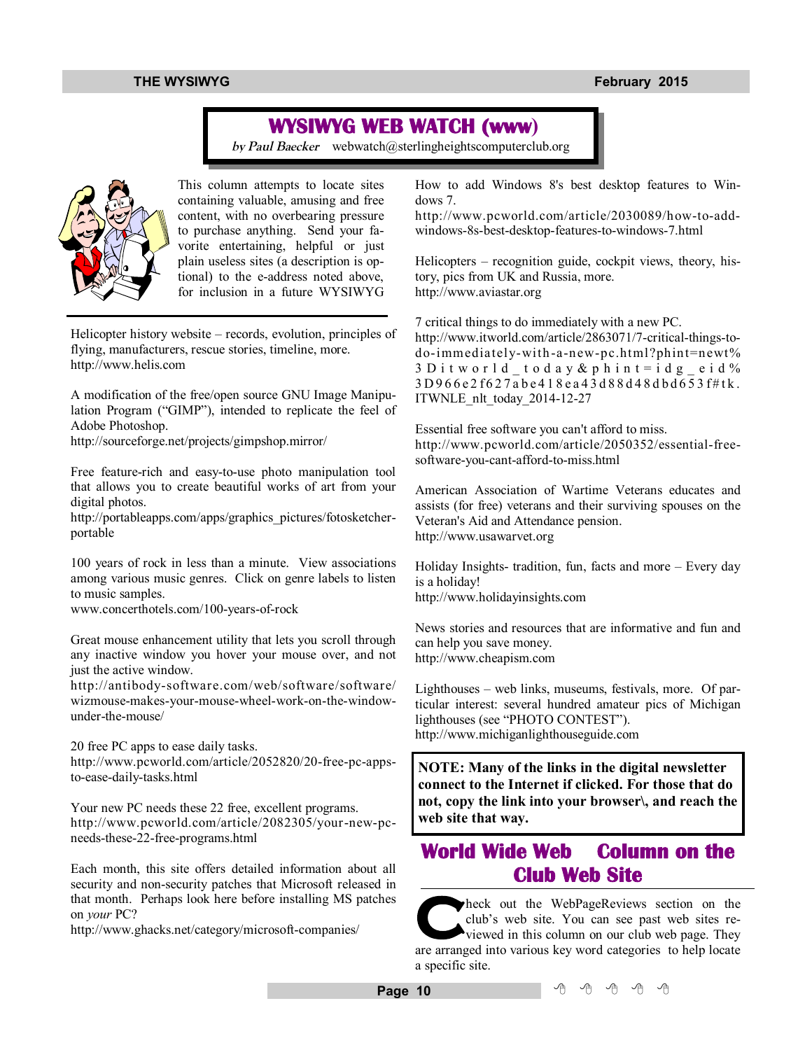# WYSIWYG WEB WATCH (www)

*by Paul Baecker* webwatch@sterlingheightscomputerclub.org

This column attempts to locate sites containing valuable, amusing and free content, with no overbearing pressure to purchase anything. Send your favorite entertaining, helpful or just plain useless sites (a description is optional) to the e-address noted above, for inclusion in a future WYSIWYG

Helicopter history website – records, evolution, principles of flying, manufacturers, rescue stories, timeline, more.
http://www.helis.com

A modification of the free/open source GNU Image Manipulation Program ("GIMP"), intended to replicate the feel of Adobe Photoshop.
http://sourceforge.net/projects/gimpshop.mirror/

Free feature-rich and easy-to-use photo manipulation tool that allows you to create beautiful works of art from your digital photos.
http://portableapps.com/apps/graphics_pictures/fotosketcher-portable

100 years of rock in less than a minute. View associations among various music genres. Click on genre labels to listen to music samples.
www.concerthotels.com/100-years-of-rock

Great mouse enhancement utility that lets you scroll through any inactive window you hover your mouse over, and not just the active window.
http://antibody-software.com/web/software/software/wizmouse-makes-your-mouse-wheel-work-on-the-window-under-the-mouse/

20 free PC apps to ease daily tasks.
http://www.pcworld.com/article/2052820/20-free-pc-apps-to-ease-daily-tasks.html

Your new PC needs these 22 free, excellent programs.
http://www.pcworld.com/article/2082305/your-new-pc-needs-these-22-free-programs.html

Each month, this site offers detailed information about all security and non-security patches that Microsoft released in that month. Perhaps look here before installing MS patches on *your* PC?
http://www.ghacks.net/category/microsoft-companies/

How to add Windows 8's best desktop features to Windows 7.
http://www.pcworld.com/article/2030089/how-to-add-windows-8s-best-desktop-features-to-windows-7.html

Helicopters – recognition guide, cockpit views, theory, history, pics from UK and Russia, more.
http://www.aviastar.org

7 critical things to do immediately with a new PC.
http://www.itworld.com/article/2863071/7-critical-things-to-do-immediately-with-a-new-pc.html?phint=newt%3Ditworld_today&phint=idg_eid%3D966e2f627abe418ea43d88d48dbd653f#tk.ITWNLE_nlt_today_2014-12-27

Essential free software you can't afford to miss.
http://www.pcworld.com/article/2050352/essential-free-software-you-cant-afford-to-miss.html

American Association of Wartime Veterans educates and assists (for free) veterans and their surviving spouses on the Veteran's Aid and Attendance pension.
http://www.usawarvet.org

Holiday Insights- tradition, fun, facts and more – Every day is a holiday!
http://www.holidayinsights.com

News stories and resources that are informative and fun and can help you save money.
http://www.cheapism.com

Lighthouses – web links, museums, festivals, more. Of particular interest: several hundred amateur pics of Michigan lighthouses (see "PHOTO CONTEST").
http://www.michiganlighthouseguide.com

**NOTE: Many of the links in the digital newsletter connect to the Internet if clicked. For those that do not, copy the link into your browser\, and reach the web site that way.**

## World Wide Web Column on the Club Web Site

Check out the WebPageReviews section on the club's web site. You can see past web sites reviewed in this column on our club web page. They are arranged into various key word categories to help locate a specific site.